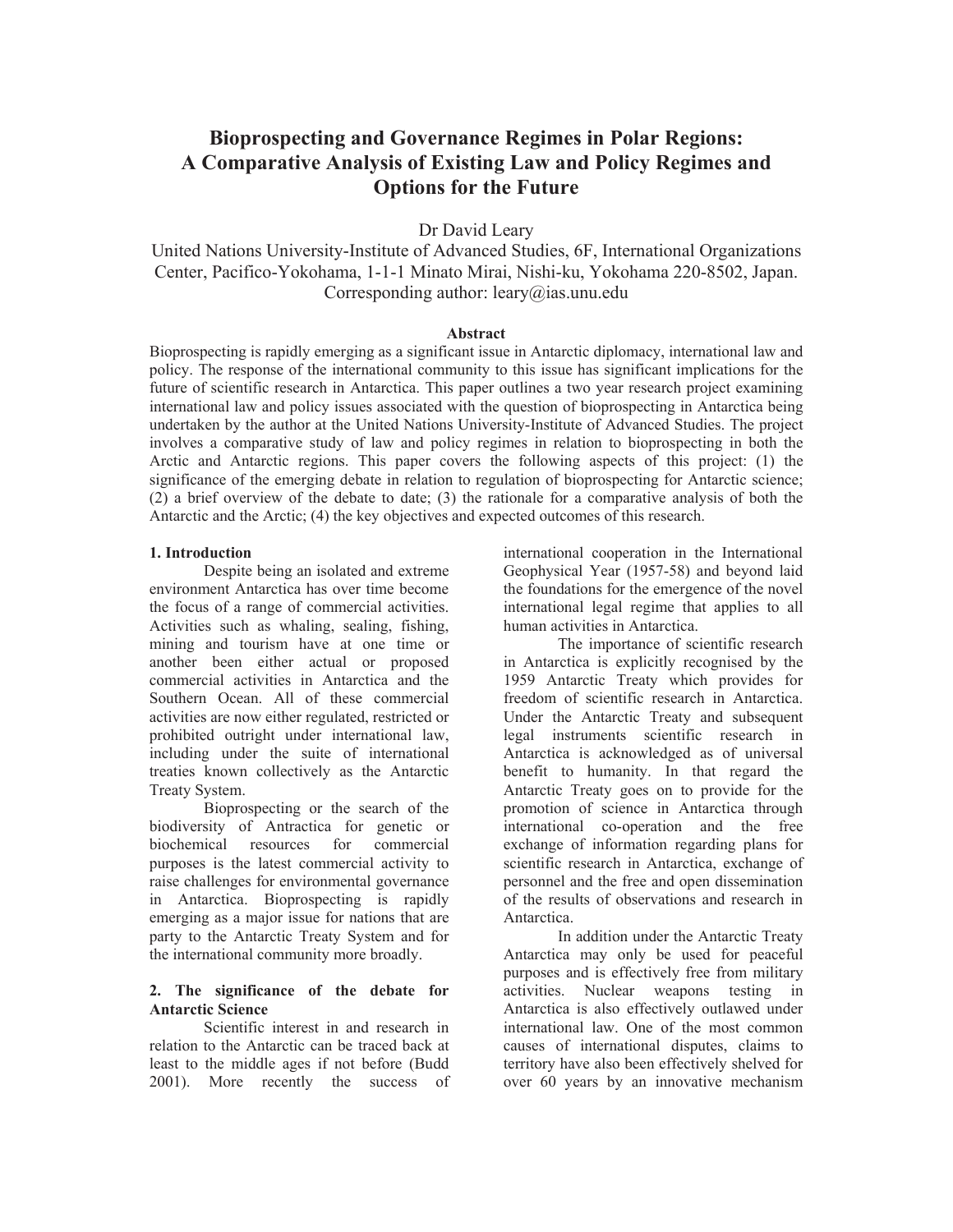# Bioprospecting and Governance Regimes in Polar Regions: A Comparative Analysis of Existing Law and Policy Regimes and Options for the Future

Dr David Leary

United Nations University-Institute of Advanced Studies, 6F, International Organizations Center, Pacifico-Yokohama, 1-1-1 Minato Mirai, Nishi-ku, Yokohama 220-8502, Japan.
Corresponding author: leary@ias.unu.edu

### Abstract

Bioprospecting is rapidly emerging as a significant issue in Antarctic diplomacy, international law and policy. The response of the international community to this issue has significant implications for the future of scientific research in Antarctica. This paper outlines a two year research project examining international law and policy issues associated with the question of bioprospecting in Antarctica being undertaken by the author at the United Nations University-Institute of Advanced Studies. The project involves a comparative study of law and policy regimes in relation to bioprospecting in both the Arctic and Antarctic regions. This paper covers the following aspects of this project: (1) the significance of the emerging debate in relation to regulation of bioprospecting for Antarctic science; (2) a brief overview of the debate to date; (3) the rationale for a comparative analysis of both the Antarctic and the Arctic; (4) the key objectives and expected outcomes of this research.

## 1. Introduction

Despite being an isolated and extreme environment Antarctica has over time become the focus of a range of commercial activities. Activities such as whaling, sealing, fishing, mining and tourism have at one time or another been either actual or proposed commercial activities in Antarctica and the Southern Ocean. All of these commercial activities are now either regulated, restricted or prohibited outright under international law, including under the suite of international treaties known collectively as the Antarctic Treaty System.

Bioprospecting or the search of the biodiversity of Antractica for genetic or biochemical resources for commercial purposes is the latest commercial activity to raise challenges for environmental governance in Antarctica. Bioprospecting is rapidly emerging as a major issue for nations that are party to the Antarctic Treaty System and for the international community more broadly.

## 2. The significance of the debate for Antarctic Science

Scientific interest in and research in relation to the Antarctic can be traced back at least to the middle ages if not before (Budd 2001). More recently the success of international cooperation in the International Geophysical Year (1957-58) and beyond laid the foundations for the emergence of the novel international legal regime that applies to all human activities in Antarctica.

The importance of scientific research in Antarctica is explicitly recognised by the 1959 Antarctic Treaty which provides for freedom of scientific research in Antarctica. Under the Antarctic Treaty and subsequent legal instruments scientific research in Antarctica is acknowledged as of universal benefit to humanity. In that regard the Antarctic Treaty goes on to provide for the promotion of science in Antarctica through international co-operation and the free exchange of information regarding plans for scientific research in Antarctica, exchange of personnel and the free and open dissemination of the results of observations and research in Antarctica.

In addition under the Antarctic Treaty Antarctica may only be used for peaceful purposes and is effectively free from military activities. Nuclear weapons testing in Antarctica is also effectively outlawed under international law. One of the most common causes of international disputes, claims to territory have also been effectively shelved for over 60 years by an innovative mechanism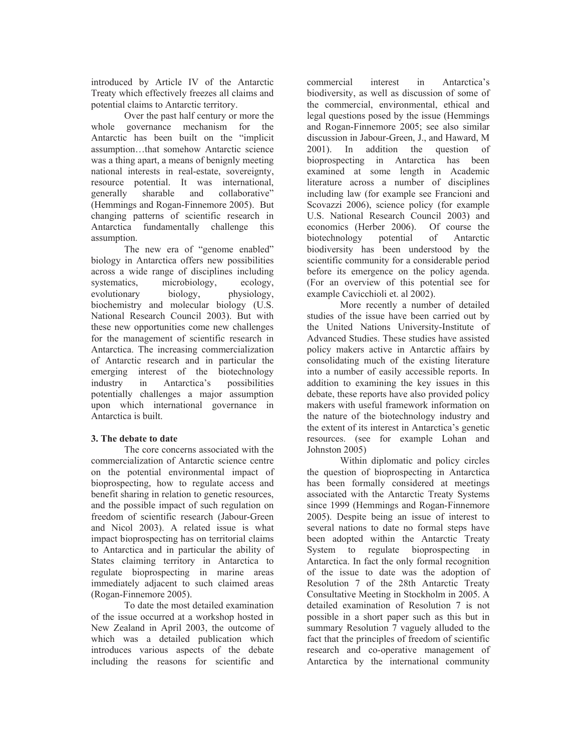introduced by Article IV of the Antarctic Treaty which effectively freezes all claims and potential claims to Antarctic territory.

Over the past half century or more the whole governance mechanism for the Antarctic has been built on the "implicit assumption…that somehow Antarctic science was a thing apart, a means of benignly meeting national interests in real-estate, sovereignty, resource potential. It was international, generally sharable and collaborative" (Hemmings and Rogan-Finnemore 2005). But changing patterns of scientific research in Antarctica fundamentally challenge this assumption.

The new era of "genome enabled" biology in Antarctica offers new possibilities across a wide range of disciplines including systematics, microbiology, ecology, evolutionary biology, physiology, biochemistry and molecular biology (U.S. National Research Council 2003). But with these new opportunities come new challenges for the management of scientific research in Antarctica. The increasing commercialization of Antarctic research and in particular the emerging interest of the biotechnology industry in Antarctica's possibilities potentially challenges a major assumption upon which international governance in Antarctica is built.

## 3. The debate to date

The core concerns associated with the commercialization of Antarctic science centre on the potential environmental impact of bioprospecting, how to regulate access and benefit sharing in relation to genetic resources, and the possible impact of such regulation on freedom of scientific research (Jabour-Green and Nicol 2003). A related issue is what impact bioprospecting has on territorial claims to Antarctica and in particular the ability of States claiming territory in Antarctica to regulate bioprospecting in marine areas immediately adjacent to such claimed areas (Rogan-Finnemore 2005).

To date the most detailed examination of the issue occurred at a workshop hosted in New Zealand in April 2003, the outcome of which was a detailed publication which introduces various aspects of the debate including the reasons for scientific and commercial interest in Antarctica's biodiversity, as well as discussion of some of the commercial, environmental, ethical and legal questions posed by the issue (Hemmings and Rogan-Finnemore 2005; see also similar discussion in Jabour-Green, J., and Haward, M 2001). In addition the question of bioprospecting in Antarctica has been examined at some length in Academic literature across a number of disciplines including law (for example see Francioni and Scovazzi 2006), science policy (for example U.S. National Research Council 2003) and economics (Herber 2006). Of course the biotechnology potential of Antarctic biodiversity has been understood by the scientific community for a considerable period before its emergence on the policy agenda. (For an overview of this potential see for example Cavicchioli et. al 2002).

More recently a number of detailed studies of the issue have been carried out by the United Nations University-Institute of Advanced Studies. These studies have assisted policy makers active in Antarctic affairs by consolidating much of the existing literature into a number of easily accessible reports. In addition to examining the key issues in this debate, these reports have also provided policy makers with useful framework information on the nature of the biotechnology industry and the extent of its interest in Antarctica's genetic resources. (see for example Lohan and Johnston 2005)

Within diplomatic and policy circles the question of bioprospecting in Antarctica has been formally considered at meetings associated with the Antarctic Treaty Systems since 1999 (Hemmings and Rogan-Finnemore 2005). Despite being an issue of interest to several nations to date no formal steps have been adopted within the Antarctic Treaty System to regulate bioprospecting in Antarctica. In fact the only formal recognition of the issue to date was the adoption of Resolution 7 of the 28th Antarctic Treaty Consultative Meeting in Stockholm in 2005. A detailed examination of Resolution 7 is not possible in a short paper such as this but in summary Resolution 7 vaguely alluded to the fact that the principles of freedom of scientific research and co-operative management of Antarctica by the international community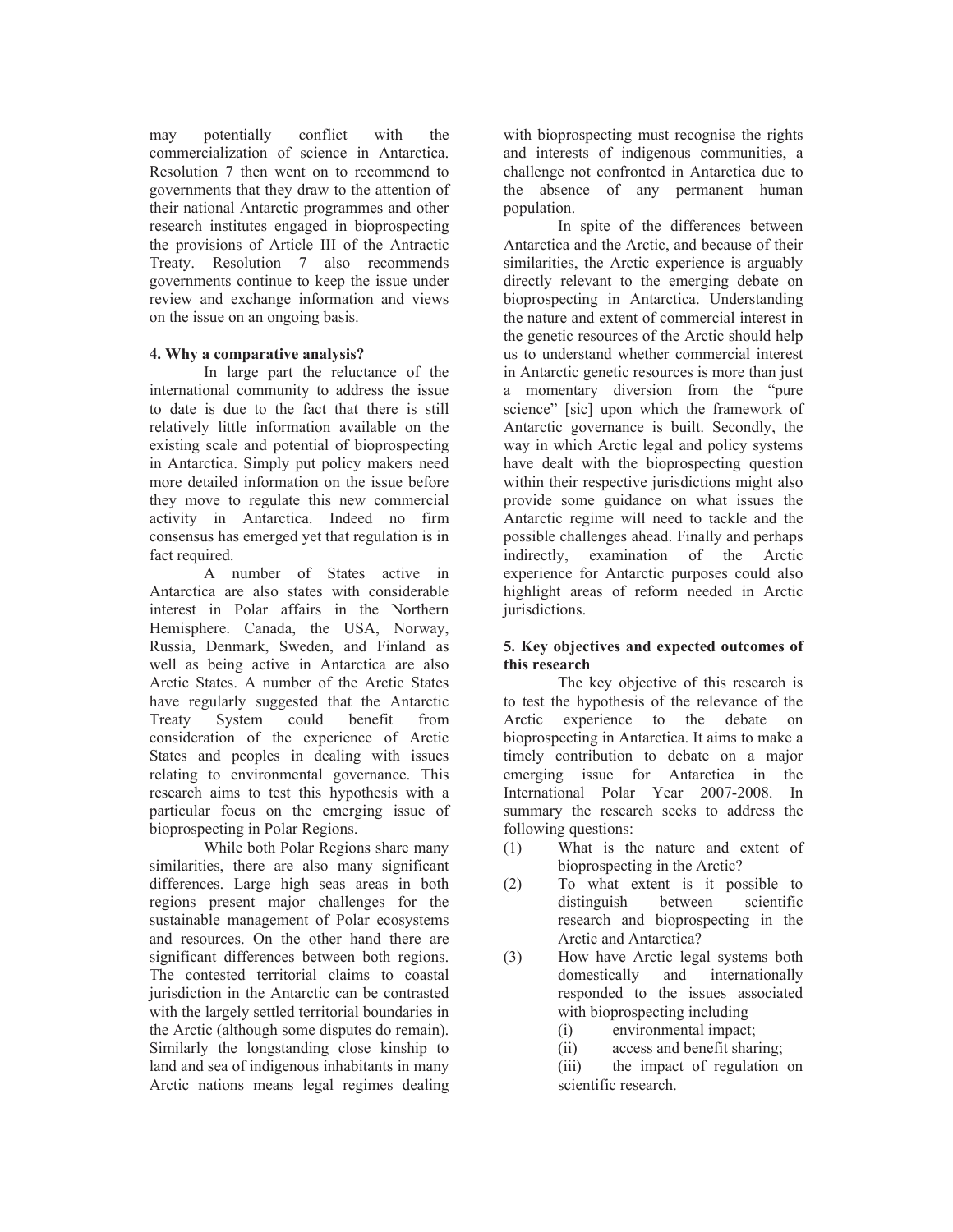may potentially conflict with the commercialization of science in Antarctica. Resolution 7 then went on to recommend to governments that they draw to the attention of their national Antarctic programmes and other research institutes engaged in bioprospecting the provisions of Article III of the Antractic Treaty. Resolution 7 also recommends governments continue to keep the issue under review and exchange information and views on the issue on an ongoing basis.

### 4. Why a comparative analysis?

In large part the reluctance of the international community to address the issue to date is due to the fact that there is still relatively little information available on the existing scale and potential of bioprospecting in Antarctica. Simply put policy makers need more detailed information on the issue before they move to regulate this new commercial activity in Antarctica. Indeed no firm consensus has emerged yet that regulation is in fact required.

A number of States active in Antarctica are also states with considerable interest in Polar affairs in the Northern Hemisphere. Canada, the USA, Norway, Russia, Denmark, Sweden, and Finland as well as being active in Antarctica are also Arctic States. A number of the Arctic States have regularly suggested that the Antarctic Treaty System could benefit from consideration of the experience of Arctic States and peoples in dealing with issues relating to environmental governance. This research aims to test this hypothesis with a particular focus on the emerging issue of bioprospecting in Polar Regions.

While both Polar Regions share many similarities, there are also many significant differences. Large high seas areas in both regions present major challenges for the sustainable management of Polar ecosystems and resources. On the other hand there are significant differences between both regions. The contested territorial claims to coastal jurisdiction in the Antarctic can be contrasted with the largely settled territorial boundaries in the Arctic (although some disputes do remain). Similarly the longstanding close kinship to land and sea of indigenous inhabitants in many Arctic nations means legal regimes dealing with bioprospecting must recognise the rights and interests of indigenous communities, a challenge not confronted in Antarctica due to the absence of any permanent human population.

In spite of the differences between Antarctica and the Arctic, and because of their similarities, the Arctic experience is arguably directly relevant to the emerging debate on bioprospecting in Antarctica. Understanding the nature and extent of commercial interest in the genetic resources of the Arctic should help us to understand whether commercial interest in Antarctic genetic resources is more than just a momentary diversion from the "pure science" [sic] upon which the framework of Antarctic governance is built. Secondly, the way in which Arctic legal and policy systems have dealt with the bioprospecting question within their respective jurisdictions might also provide some guidance on what issues the Antarctic regime will need to tackle and the possible challenges ahead. Finally and perhaps indirectly, examination of the Arctic experience for Antarctic purposes could also highlight areas of reform needed in Arctic jurisdictions.

### 5. Key objectives and expected outcomes of this research

The key objective of this research is to test the hypothesis of the relevance of the Arctic experience to the debate on bioprospecting in Antarctica. It aims to make a timely contribution to debate on a major emerging issue for Antarctica in the International Polar Year 2007-2008. In summary the research seeks to address the following questions:

(1) What is the nature and extent of bioprospecting in the Arctic?

(2) To what extent is it possible to distinguish between scientific research and bioprospecting in the Arctic and Antarctica?

(3) How have Arctic legal systems both domestically and internationally responded to the issues associated with bioprospecting including
   - (i) environmental impact;
   - (ii) access and benefit sharing;
   - (iii) the impact of regulation on scientific research.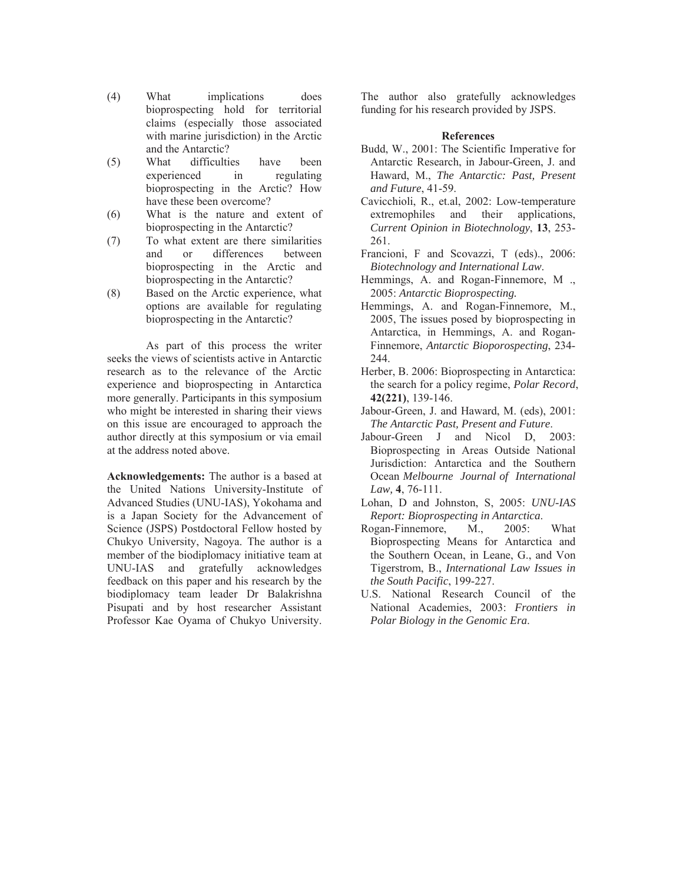(4) What implications does bioprospecting hold for territorial claims (especially those associated with marine jurisdiction) in the Arctic and the Antarctic?

(5) What difficulties have been experienced in regulating bioprospecting in the Arctic? How have these been overcome?

(6) What is the nature and extent of bioprospecting in the Antarctic?

(7) To what extent are there similarities and or differences between bioprospecting in the Arctic and bioprospecting in the Antarctic?

(8) Based on the Arctic experience, what options are available for regulating bioprospecting in the Antarctic?

As part of this process the writer seeks the views of scientists active in Antarctic research as to the relevance of the Arctic experience and bioprospecting in Antarctica more generally. Participants in this symposium who might be interested in sharing their views on this issue are encouraged to approach the author directly at this symposium or via email at the address noted above.

**Acknowledgements:** The author is a based at the United Nations University-Institute of Advanced Studies (UNU-IAS), Yokohama and is a Japan Society for the Advancement of Science (JSPS) Postdoctoral Fellow hosted by Chukyo University, Nagoya. The author is a member of the biodiplomacy initiative team at UNU-IAS and gratefully acknowledges feedback on this paper and his research by the biodiplomacy team leader Dr Balakrishna Pisupati and by host researcher Assistant Professor Kae Oyama of Chukyo University. The author also gratefully acknowledges funding for his research provided by JSPS.

**References**

Budd, W., 2001: The Scientific Imperative for Antarctic Research, in Jabour-Green, J. and Haward, M., *The Antarctic: Past, Present and Future*, 41-59.

Cavicchioli, R., et.al, 2002: Low-temperature extremophiles and their applications, *Current Opinion in Biotechnology*, **13**, 253-261.

Francioni, F and Scovazzi, T (eds)., 2006: *Biotechnology and International Law*.

Hemmings, A. and Rogan-Finnemore, M ., 2005: *Antarctic Bioprospecting.*

Hemmings, A. and Rogan-Finnemore, M., 2005, The issues posed by bioprospecting in Antarctica, in Hemmings, A. and Rogan-Finnemore, *Antarctic Bioporospecting*, 234-244.

Herber, B. 2006: Bioprospecting in Antarctica: the search for a policy regime, *Polar Record*, **42(221)**, 139-146.

Jabour-Green, J. and Haward, M. (eds), 2001: *The Antarctic Past, Present and Future*.

Jabour-Green J and Nicol D, 2003: Bioprospecting in Areas Outside National Jurisdiction: Antarctica and the Southern Ocean *Melbourne Journal of International Law,* **4**, 76-111.

Lohan, D and Johnston, S, 2005: *UNU-IAS Report: Bioprospecting in Antarctica*.

Rogan-Finnemore, M., 2005: What Bioprospecting Means for Antarctica and the Southern Ocean, in Leane, G., and Von Tigerstrom, B., *International Law Issues in the South Pacific*, 199-227.

U.S. National Research Council of the National Academies, 2003: *Frontiers in Polar Biology in the Genomic Era*.